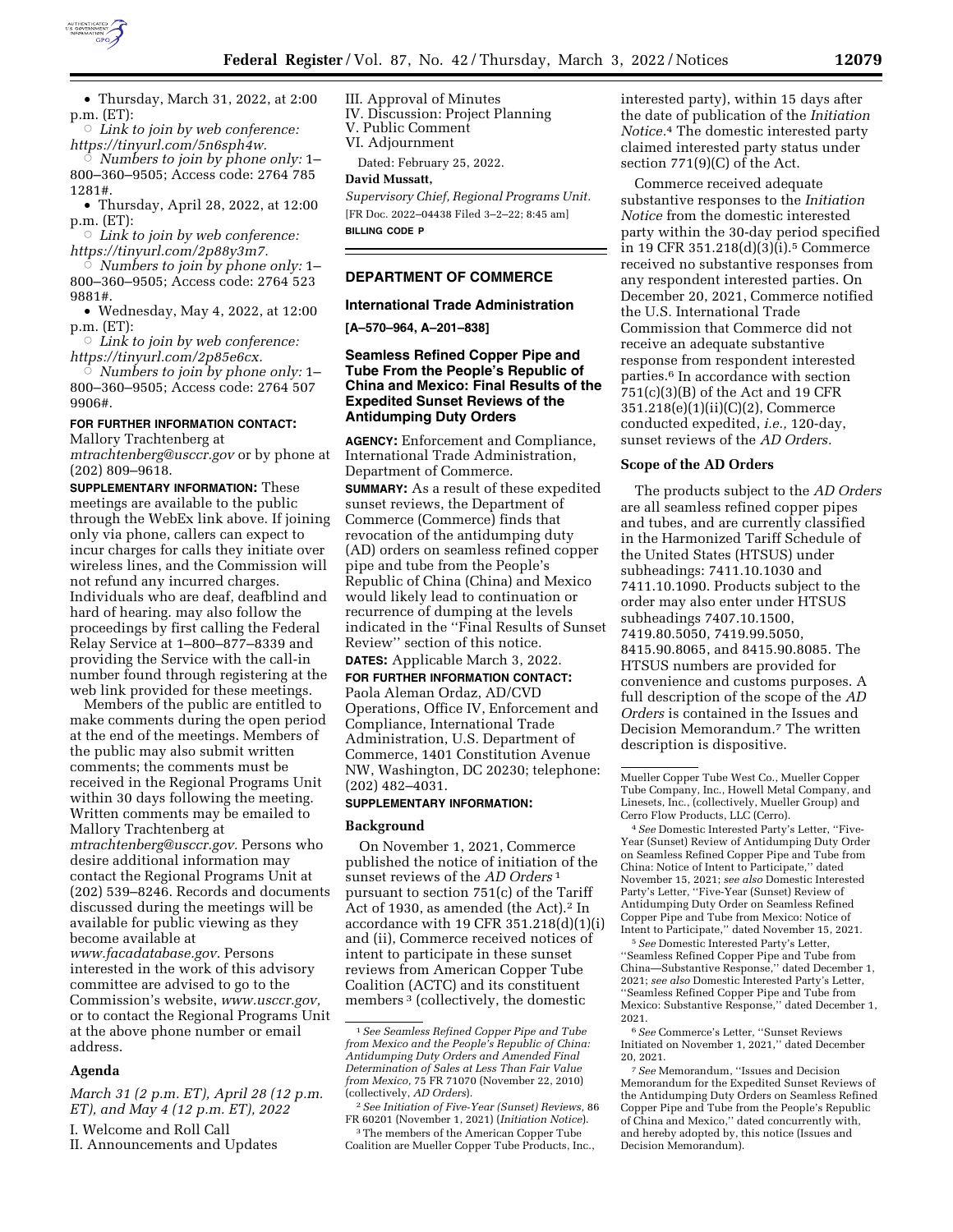• Thursday, March 31, 2022, at 2:00 p.m. (ET):

 ○ *Link to join by web conference: https://tinyurl.com/5n6sph4w.*

 ○ *Numbers to join by phone only:* 1–800–360–9505; Access code: 2764 785 1281#.

• Thursday, April 28, 2022, at 12:00 p.m. (ET):

 ○ *Link to join by web conference: https://tinyurl.com/2p88y3m7.*

 ○ *Numbers to join by phone only:* 1–800–360–9505; Access code: 2764 523 9881#.

• Wednesday, May 4, 2022, at 12:00 p.m. (ET):

 ○ *Link to join by web conference: https://tinyurl.com/2p85e6cx.*

 ○ *Numbers to join by phone only:* 1–800–360–9505; Access code: 2764 507 9906#.

**FOR FURTHER INFORMATION CONTACT:** Mallory Trachtenberg at *mtrachtenberg@usccr.gov* or by phone at (202) 809–9618.

**SUPPLEMENTARY INFORMATION:** These meetings are available to the public through the WebEx link above. If joining only via phone, callers can expect to incur charges for calls they initiate over wireless lines, and the Commission will not refund any incurred charges. Individuals who are deaf, deafblind and hard of hearing. may also follow the proceedings by first calling the Federal Relay Service at 1–800–877–0339 and providing the Service with the call-in number found through registering at the web link provided for these meetings.

Members of the public are entitled to make comments during the open period at the end of the meetings. Members of the public may also submit written comments; the comments must be received in the Regional Programs Unit within 30 days following the meeting. Written comments may be emailed to Mallory Trachtenberg at *mtrachtenberg@usccr.gov.* Persons who desire additional information may contact the Regional Programs Unit at (202) 539–8246. Records and documents discussed during the meetings will be available for public viewing as they become available at *www.facadatabase.gov.* Persons interested in the work of this advisory committee are advised to go to the Commission's website, *www.usccr.gov,* or to contact the Regional Programs Unit at the above phone number or email address.

## Agenda

*March 31 (2 p.m. ET), April 28 (12 p.m. ET), and May 4 (12 p.m. ET), 2022*

I. Welcome and Roll Call

II. Announcements and Updates

III. Approval of Minutes

IV. Discussion: Project Planning

V. Public Comment

VI. Adjournment

Dated: February 25, 2022.

**David Mussatt,**

*Supervisory Chief, Regional Programs Unit.*

[FR Doc. 2022–04438 Filed 3–2–22; 8:45 am]

**BILLING CODE P**

---

# DEPARTMENT OF COMMERCE

## International Trade Administration

**[A–570–964, A–201–838]**

## Seamless Refined Copper Pipe and Tube From the People's Republic of China and Mexico: Final Results of the Expedited Sunset Reviews of the Antidumping Duty Orders

**AGENCY:** Enforcement and Compliance, International Trade Administration, Department of Commerce.

**SUMMARY:** As a result of these expedited sunset reviews, the Department of Commerce (Commerce) finds that revocation of the antidumping duty (AD) orders on seamless refined copper pipe and tube from the People's Republic of China (China) and Mexico would likely lead to continuation or recurrence of dumping at the levels indicated in the ''Final Results of Sunset Review'' section of this notice.

**DATES:** Applicable March 3, 2022.

**FOR FURTHER INFORMATION CONTACT:** Paola Aleman Ordaz, AD/CVD Operations, Office IV, Enforcement and Compliance, International Trade Administration, U.S. Department of Commerce, 1401 Constitution Avenue NW, Washington, DC 20230; telephone: (202) 482–4031.

**SUPPLEMENTARY INFORMATION:**

### Background

On November 1, 2021, Commerce published the notice of initiation of the sunset reviews of the *AD Orders* [1] pursuant to section 751(c) of the Tariff Act of 1930, as amended (the Act).[2] In accordance with 19 CFR 351.218(d)(1)(i) and (ii), Commerce received notices of intent to participate in these sunset reviews from American Copper Tube Coalition (ACTC) and its constituent members [3] (collectively, the domestic interested party), within 15 days after the date of publication of the *Initiation Notice*.[4] The domestic interested party claimed interested party status under section 771(9)(C) of the Act.

Commerce received adequate substantive responses to the *Initiation Notice* from the domestic interested party within the 30-day period specified in 19 CFR 351.218(d)(3)(i).[5] Commerce received no substantive responses from any respondent interested parties. On December 20, 2021, Commerce notified the U.S. International Trade Commission that Commerce did not receive an adequate substantive response from respondent interested parties.[6] In accordance with section 751(c)(3)(B) of the Act and 19 CFR 351.218(e)(1)(ii)(C)(2), Commerce conducted expedited, *i.e.,* 120-day, sunset reviews of the *AD Orders.*

### Scope of the AD Orders

The products subject to the *AD Orders* are all seamless refined copper pipes and tubes, and are currently classified in the Harmonized Tariff Schedule of the United States (HTSUS) under subheadings: 7411.10.1030 and 7411.10.1090. Products subject to the order may also enter under HTSUS subheadings 7407.10.1500, 7419.80.5050, 7419.99.5050, 8415.90.8065, and 8415.90.8085. The HTSUS numbers are provided for convenience and customs purposes. A full description of the scope of the *AD Orders* is contained in the Issues and Decision Memorandum.[7] The written description is dispositive.

---

[1] *See Seamless Refined Copper Pipe and Tube from Mexico and the People's Republic of China: Antidumping Duty Orders and Amended Final Determination of Sales at Less Than Fair Value from Mexico,* 75 FR 71070 (November 22, 2010) (collectively, *AD Orders*).

[2] *See Initiation of Five-Year (Sunset) Reviews,* 86 FR 60201 (November 1, 2021) (*Initiation Notice*).

[3] The members of the American Copper Tube Coalition are Mueller Copper Tube Products, Inc., Mueller Copper Tube West Co., Mueller Copper Tube Company, Inc., Howell Metal Company, and Linesets, Inc., (collectively, Mueller Group) and Cerro Flow Products, LLC (Cerro).

[4] *See* Domestic Interested Party's Letter, ''Five-Year (Sunset) Review of Antidumping Duty Order on Seamless Refined Copper Pipe and Tube from China: Notice of Intent to Participate,'' dated November 15, 2021; *see also* Domestic Interested Party's Letter, ''Five-Year (Sunset) Review of Antidumping Duty Order on Seamless Refined Copper Pipe and Tube from Mexico: Notice of Intent to Participate,'' dated November 15, 2021.

[5] *See* Domestic Interested Party's Letter, ''Seamless Refined Copper Pipe and Tube from China—Substantive Response,'' dated December 1, 2021; *see also* Domestic Interested Party's Letter, ''Seamless Refined Copper Pipe and Tube from Mexico: Substantive Response,'' dated December 1, 2021.

[6] *See* Commerce's Letter, ''Sunset Reviews Initiated on November 1, 2021,'' dated December 20, 2021.

[7] *See* Memorandum, ''Issues and Decision Memorandum for the Expedited Sunset Reviews of the Antidumping Duty Orders on Seamless Refined Copper Pipe and Tube from the People's Republic of China and Mexico,'' dated concurrently with, and hereby adopted by, this notice (Issues and Decision Memorandum).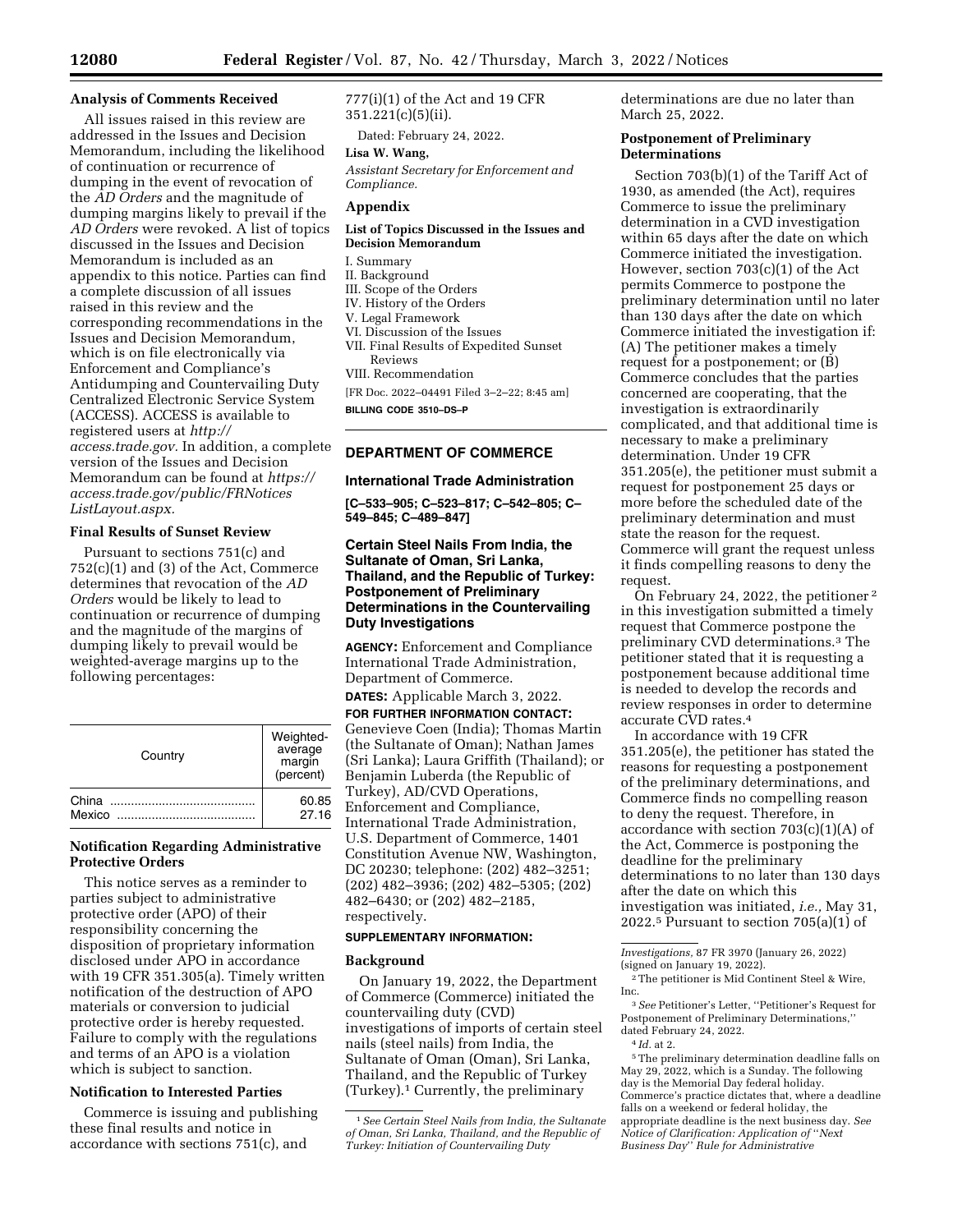**Analysis of Comments Received**

All issues raised in this review are addressed in the Issues and Decision Memorandum, including the likelihood of continuation or recurrence of dumping in the event of revocation of the *AD Orders* and the magnitude of dumping margins likely to prevail if the *AD Orders* were revoked. A list of topics discussed in the Issues and Decision Memorandum is included as an appendix to this notice. Parties can find a complete discussion of all issues raised in this review and the corresponding recommendations in the Issues and Decision Memorandum, which is on file electronically via Enforcement and Compliance's Antidumping and Countervailing Duty Centralized Electronic Service System (ACCESS). ACCESS is available to registered users at *http://access.trade.gov.* In addition, a complete version of the Issues and Decision Memorandum can be found at *https://access.trade.gov/public/FRNotices ListLayout.aspx.*

**Final Results of Sunset Review**

Pursuant to sections 751(c) and 752(c)(1) and (3) of the Act, Commerce determines that revocation of the *AD Orders* would be likely to lead to continuation or recurrence of dumping and the magnitude of the margins of dumping likely to prevail would be weighted-average margins up to the following percentages:

| Country | Weighted-average margin (percent) |
| --- | --- |
| China | 60.85 |
| Mexico | 27.16 |

**Notification Regarding Administrative Protective Orders**

This notice serves as a reminder to parties subject to administrative protective order (APO) of their responsibility concerning the disposition of proprietary information disclosed under APO in accordance with 19 CFR 351.305(a). Timely written notification of the destruction of APO materials or conversion to judicial protective order is hereby requested. Failure to comply with the regulations and terms of an APO is a violation which is subject to sanction.

**Notification to Interested Parties**

Commerce is issuing and publishing these final results and notice in accordance with sections 751(c), and 777(i)(1) of the Act and 19 CFR 351.221(c)(5)(ii).

Dated: February 24, 2022.

**Lisa W. Wang,**

*Assistant Secretary for Enforcement and Compliance.*

**Appendix**

**List of Topics Discussed in the Issues and Decision Memorandum**

I. Summary
II. Background
III. Scope of the Orders
IV. History of the Orders
V. Legal Framework
VI. Discussion of the Issues
VII. Final Results of Expedited Sunset Reviews
VIII. Recommendation

[FR Doc. 2022–04491 Filed 3–2–22; 8:45 am]

**BILLING CODE 3510–DS–P**

---

## DEPARTMENT OF COMMERCE

### International Trade Administration

**[C–533–905; C–523–817; C–542–805; C–549–845; C–489–847]**

### Certain Steel Nails From India, the Sultanate of Oman, Sri Lanka, Thailand, and the Republic of Turkey: Postponement of Preliminary Determinations in the Countervailing Duty Investigations

**AGENCY:** Enforcement and Compliance International Trade Administration, Department of Commerce.

**DATES:** Applicable March 3, 2022.

**FOR FURTHER INFORMATION CONTACT:** Genevieve Coen (India); Thomas Martin (the Sultanate of Oman); Nathan James (Sri Lanka); Laura Griffith (Thailand); or Benjamin Luberda (the Republic of Turkey), AD/CVD Operations, Enforcement and Compliance, International Trade Administration, U.S. Department of Commerce, 1401 Constitution Avenue NW, Washington, DC 20230; telephone: (202) 482–3251; (202) 482–3936; (202) 482–5305; (202) 482–6430; or (202) 482–2185, respectively.

**SUPPLEMENTARY INFORMATION:**

**Background**

On January 19, 2022, the Department of Commerce (Commerce) initiated the countervailing duty (CVD) investigations of imports of certain steel nails (steel nails) from India, the Sultanate of Oman (Oman), Sri Lanka, Thailand, and the Republic of Turkey (Turkey).[1] Currently, the preliminary determinations are due no later than March 25, 2022.

**Postponement of Preliminary Determinations**

Section 703(b)(1) of the Tariff Act of 1930, as amended (the Act), requires Commerce to issue the preliminary determination in a CVD investigation within 65 days after the date on which Commerce initiated the investigation. However, section 703(c)(1) of the Act permits Commerce to postpone the preliminary determination until no later than 130 days after the date on which Commerce initiated the investigation if: (A) The petitioner makes a timely request for a postponement; or (B) Commerce concludes that the parties concerned are cooperating, that the investigation is extraordinarily complicated, and that additional time is necessary to make a preliminary determination. Under 19 CFR 351.205(e), the petitioner must submit a request for postponement 25 days or more before the scheduled date of the preliminary determination and must state the reason for the request. Commerce will grant the request unless it finds compelling reasons to deny the request.

On February 24, 2022, the petitioner[2] in this investigation submitted a timely request that Commerce postpone the preliminary CVD determinations.[3] The petitioner stated that it is requesting a postponement because additional time is needed to develop the records and review responses in order to determine accurate CVD rates.[4]

In accordance with 19 CFR 351.205(e), the petitioner has stated the reasons for requesting a postponement of the preliminary determinations, and Commerce finds no compelling reason to deny the request. Therefore, in accordance with section 703(c)(1)(A) of the Act, Commerce is postponing the deadline for the preliminary determinations to no later than 130 days after the date on which this investigation was initiated, *i.e.,* May 31, 2022.[5] Pursuant to section 705(a)(1) of

---

[1] *See Certain Steel Nails from India, the Sultanate of Oman, Sri Lanka, Thailand, and the Republic of Turkey: Initiation of Countervailing Duty Investigations,* 87 FR 3970 (January 26, 2022) (signed on January 19, 2022).

[2] The petitioner is Mid Continent Steel & Wire, Inc.

[3] *See* Petitioner's Letter, "Petitioner's Request for Postponement of Preliminary Determinations," dated February 24, 2022.

[4] *Id.* at 2.

[5] The preliminary determination deadline falls on May 29, 2022, which is a Sunday. The following day is the Memorial Day federal holiday. Commerce's practice dictates that, where a deadline falls on a weekend or federal holiday, the appropriate deadline is the next business day. *See Notice of Clarification: Application of "Next Business Day" Rule for Administrative*